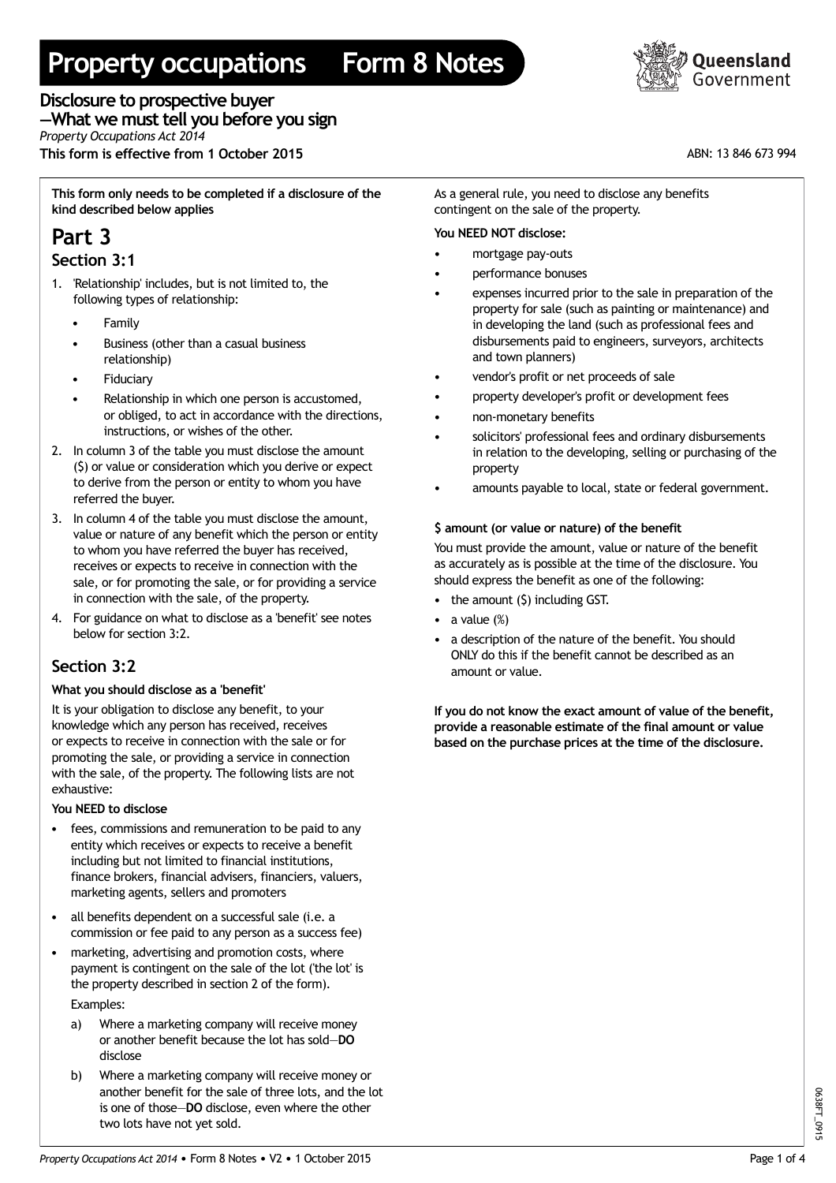# Property occupations Form 8 Notes

## Disclosure to prospective buyer —What we must tell you before you sign

*Property Occupations Act 2014*

**This form is effective from 1 October 2015**

ABN: 13 846 673 994

**This form only needs to be completed if a disclosure of the kind described below applies**

## Part 3

### Section 3:1

1. 'Relationship' includes, but is not limited to, the following types of relationship:
   - Family
   - Business (other than a casual business relationship)
   - Fiduciary
   - Relationship in which one person is accustomed, or obliged, to act in accordance with the directions, instructions, or wishes of the other.
2. In column 3 of the table you must disclose the amount ($) or value or consideration which you derive or expect to derive from the person or entity to whom you have referred the buyer.
3. In column 4 of the table you must disclose the amount, value or nature of any benefit which the person or entity to whom you have referred the buyer has received, receives or expects to receive in connection with the sale, or for promoting the sale, or for providing a service in connection with the sale, of the property.
4. For guidance on what to disclose as a 'benefit' see notes below for section 3:2.

### Section 3:2

**What you should disclose as a 'benefit'**

It is your obligation to disclose any benefit, to your knowledge which any person has received, receives or expects to receive in connection with the sale or for promoting the sale, or providing a service in connection with the sale, of the property. The following lists are not exhaustive:

**You NEED to disclose**

- fees, commissions and remuneration to be paid to any entity which receives or expects to receive a benefit including but not limited to financial institutions, finance brokers, financial advisers, financiers, valuers, marketing agents, sellers and promoters
- all benefits dependent on a successful sale (i.e. a commission or fee paid to any person as a success fee)
- marketing, advertising and promotion costs, where payment is contingent on the sale of the lot ('the lot' is the property described in section 2 of the form).

  Examples:

  a) Where a marketing company will receive money or another benefit because the lot has sold—**DO** disclose

  b) Where a marketing company will receive money or another benefit for the sale of three lots, and the lot is one of those—**DO** disclose, even where the other two lots have not yet sold.

As a general rule, you need to disclose any benefits contingent on the sale of the property.

**You NEED NOT disclose:**

- mortgage pay-outs
- performance bonuses
- expenses incurred prior to the sale in preparation of the property for sale (such as painting or maintenance) and in developing the land (such as professional fees and disbursements paid to engineers, surveyors, architects and town planners)
- vendor's profit or net proceeds of sale
- property developer's profit or development fees
- non-monetary benefits
- solicitors' professional fees and ordinary disbursements in relation to the developing, selling or purchasing of the property
- amounts payable to local, state or federal government.

**$ amount (or value or nature) of the benefit**

You must provide the amount, value or nature of the benefit as accurately as is possible at the time of the disclosure. You should express the benefit as one of the following:

- the amount ($) including GST.
- a value (%)
- a description of the nature of the benefit. You should ONLY do this if the benefit cannot be described as an amount or value.

**If you do not know the exact amount of value of the benefit, provide a reasonable estimate of the final amount or value based on the purchase prices at the time of the disclosure.**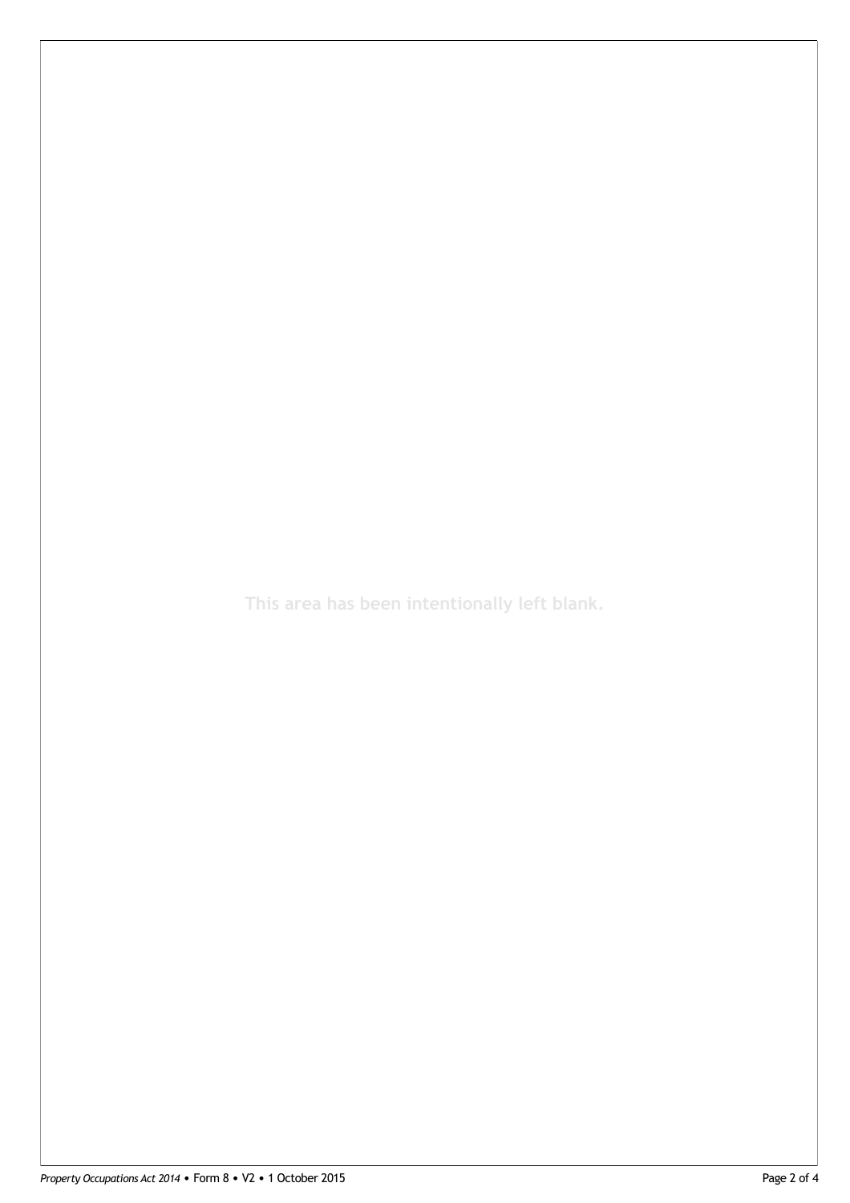This area has been intentionally left blank.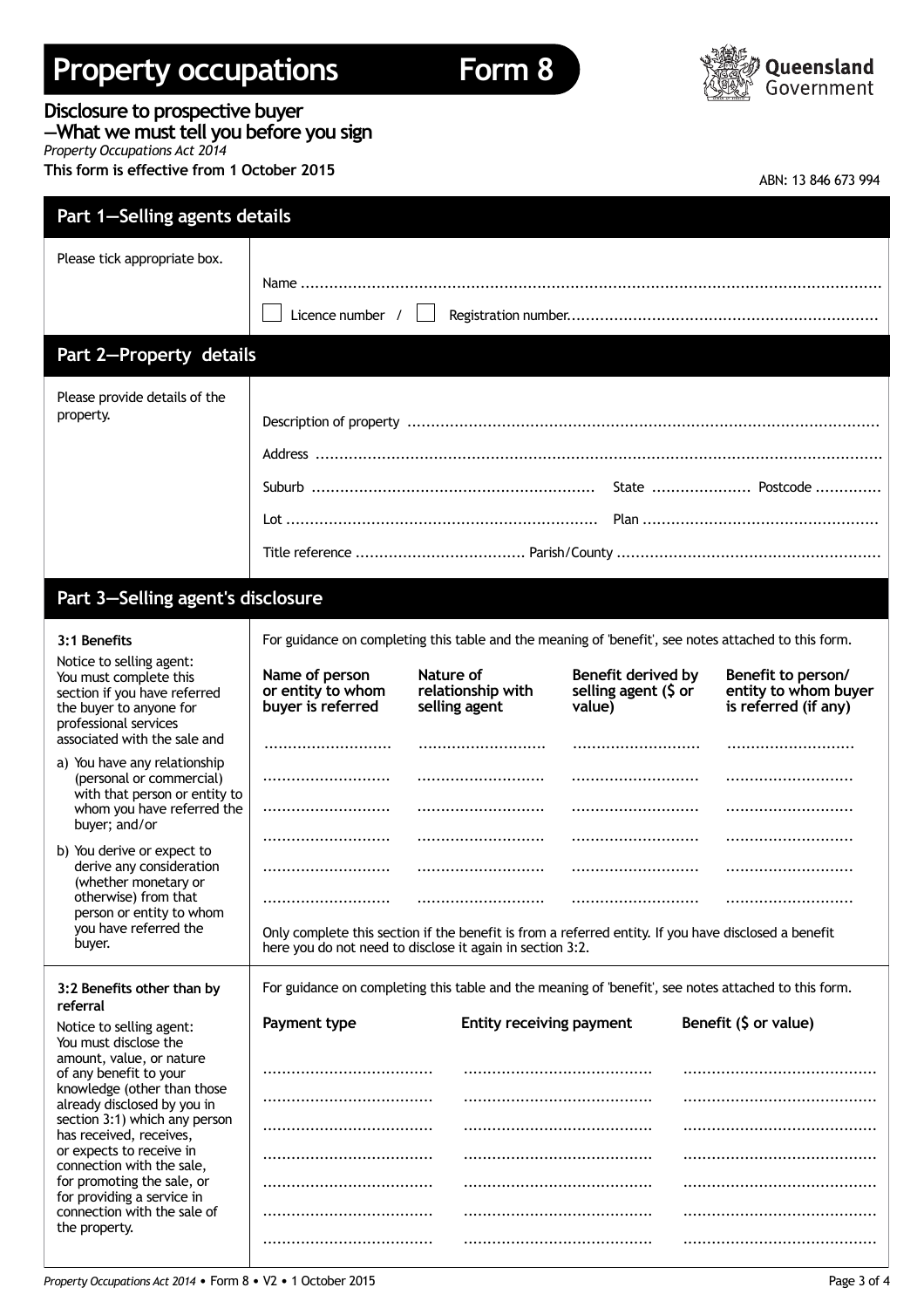# Property occupations Form 8

## Disclosure to prospective buyer —What we must tell you before you sign

*Property Occupations Act 2014*

**This form is effective from 1 October 2015**

ABN: 13 846 673 994

## Part 1—Selling agents details

Please tick appropriate box.

Name ..........................................................................................................................

☐ Licence number / ☐ Registration number.................................................................

## Part 2—Property details

Please provide details of the property.

Description of property ..................................................................................................

Address .......................................................................................................................

Suburb ........................................................... State .................... Postcode .............

Lot ................................................................. Plan .................................................

Title reference ................................... Parish/County .......................................................

## Part 3—Selling agent's disclosure

### 3:1 Benefits

Notice to selling agent: You must complete this section if you have referred the buyer to anyone for professional services associated with the sale and

a) You have any relationship (personal or commercial) with that person or entity to whom you have referred the buyer; and/or

b) You derive or expect to derive any consideration (whether monetary or otherwise) from that person or entity to whom you have referred the buyer.

For guidance on completing this table and the meaning of 'benefit', see notes attached to this form.

| Name of person or entity to whom buyer is referred | Nature of relationship with selling agent | Benefit derived by selling agent ($ or value) | Benefit to person/ entity to whom buyer is referred (if any) |
|---|---|---|---|
| .......................... | .......................... | .......................... | .......................... |
| .......................... | .......................... | .......................... | .......................... |
| .......................... | .......................... | .......................... | .......................... |
| .......................... | .......................... | .......................... | .......................... |
| .......................... | .......................... | .......................... | .......................... |
| .......................... | .......................... | .......................... | .......................... |

Only complete this section if the benefit is from a referred entity. If you have disclosed a benefit here you do not need to disclose it again in section 3:2.

### 3:2 Benefits other than by referral

Notice to selling agent: You must disclose the amount, value, or nature of any benefit to your knowledge (other than those already disclosed by you in section 3:1) which any person has received, receives, or expects to receive in connection with the sale, for promoting the sale, or for providing a service in connection with the sale of the property.

For guidance on completing this table and the meaning of 'benefit', see notes attached to this form.

| Payment type | Entity receiving payment | Benefit ($ or value) |
|---|---|---|
| .................................. | ....................................... | ........................................ |
| .................................. | ....................................... | ........................................ |
| .................................. | ....................................... | ........................................ |
| .................................. | ....................................... | ........................................ |
| .................................. | ....................................... | ........................................ |
| .................................. | ....................................... | ........................................ |
| .................................. | ....................................... | ........................................ |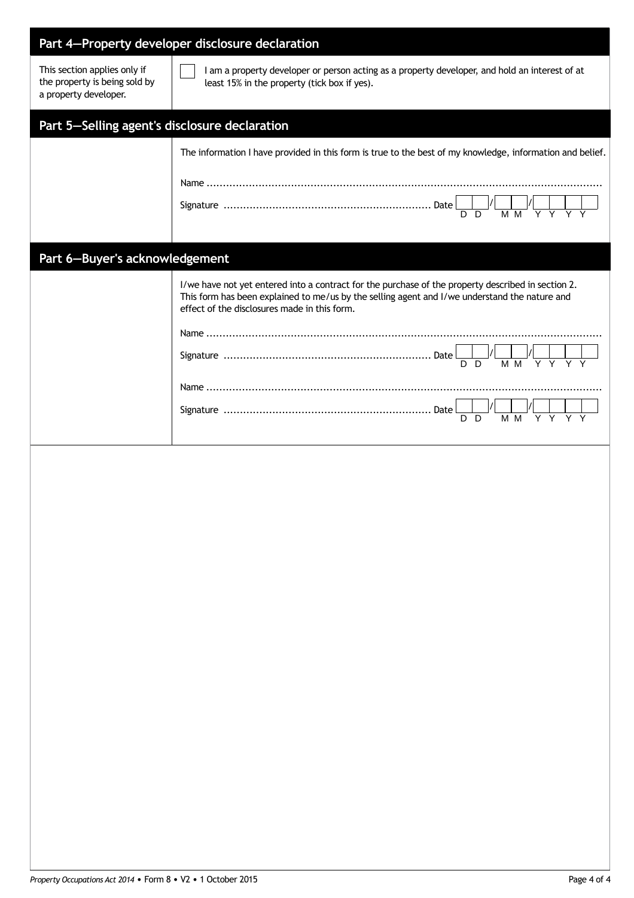## Part 4—Property developer disclosure declaration

| | |
|---|---|
| This section applies only if the property is being sold by a property developer. | ☐ I am a property developer or person acting as a property developer, and hold an interest of at least 15% in the property (tick box if yes). |

## Part 5—Selling agent's disclosure declaration

The information I have provided in this form is true to the best of my knowledge, information and belief.

Name ..........................................................................................................................

Signature ................................................................ Date ☐☐ / ☐☐ / ☐☐☐☐
D D M M Y Y Y Y

## Part 6—Buyer's acknowledgement

I/we have not yet entered into a contract for the purchase of the property described in section 2. This form has been explained to me/us by the selling agent and I/we understand the nature and effect of the disclosures made in this form.

Name ..........................................................................................................................

Signature ................................................................ Date ☐☐ / ☐☐ / ☐☐☐☐
D D M M Y Y Y Y

Name ..........................................................................................................................

Signature ................................................................ Date ☐☐ / ☐☐ / ☐☐☐☐
D D M M Y Y Y Y

*Property Occupations Act 2014* • Form 8 • V2 • 1 October 2015